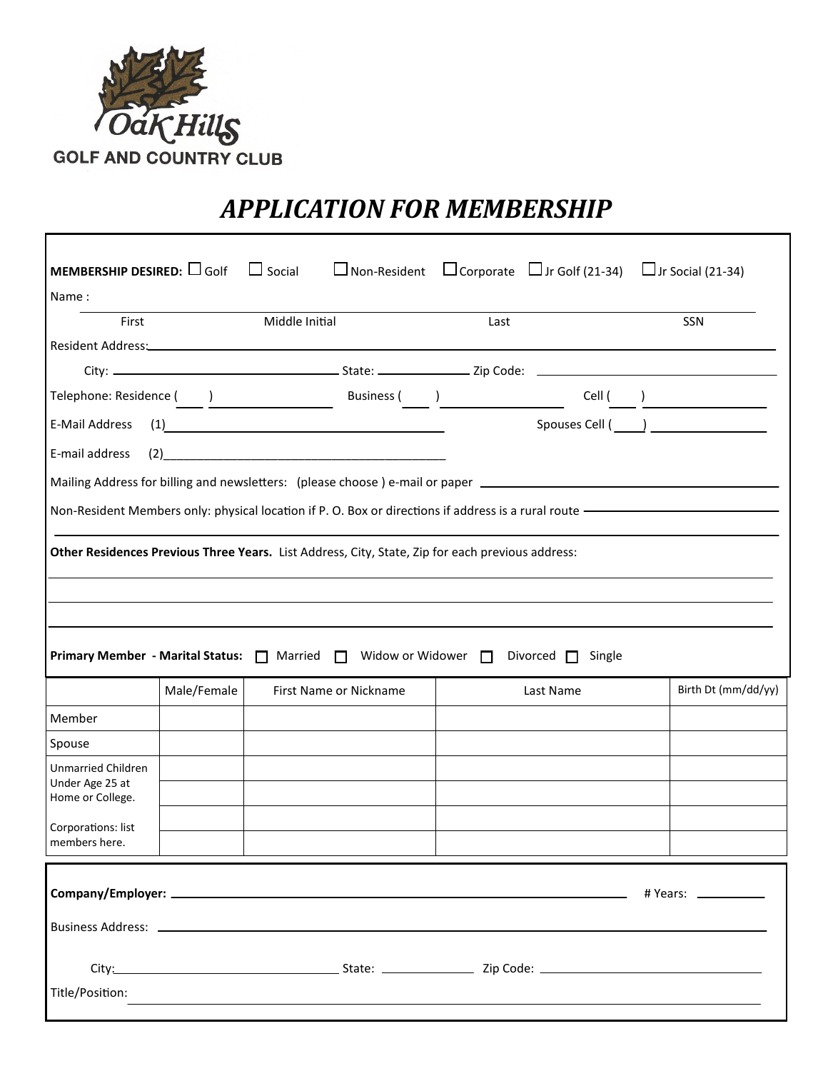Oak Hills

GOLF AND COUNTRY CLUB

# APPLICATION FOR MEMBERSHIP

**MEMBERSHIP DESIRED:** ☐ Golf ☐ Social ☐ Non-Resident ☐ Corporate ☐ Jr Golf (21-34) ☐ Jr Social (21-34)

Name : ______________________________________________

First Middle Initial Last SSN

Resident Address: ______________________________________________

City: ____________________ State: __________ Zip Code: ____________________

Telephone: Residence ( ) __________ Business ( ) __________ Cell ( ) __________

E-Mail Address (1) ______________________________ Spouses Cell ( ) __________

E-mail address (2) ______________________________

Mailing Address for billing and newsletters: (please choose ) e-mail or paper ______________________________

Non-Resident Members only: physical location if P. O. Box or directions if address is a rural route ______________________________

______________________________________________

**Other Residences Previous Three Years.** List Address, City, State, Zip for each previous address:

______________________________________________

______________________________________________

______________________________________________

**Primary Member - Marital Status:** ☐ Married ☐ Widow or Widower ☐ Divorced ☐ Single

| | Male/Female | First Name or Nickname | Last Name | Birth Dt (mm/dd/yy) |
|---|---|---|---|---|
| Member | | | | |
| Spouse | | | | |
| Unmarried Children Under Age 25 at Home or College. | | | | |
| | | | | |
| Corporations: list members here. | | | | |
| | | | | |

**Company/Employer:** ______________________________ # Years: __________

Business Address: ______________________________________________

City: ____________________ State: __________ Zip Code: ____________________

Title/Position: ______________________________________________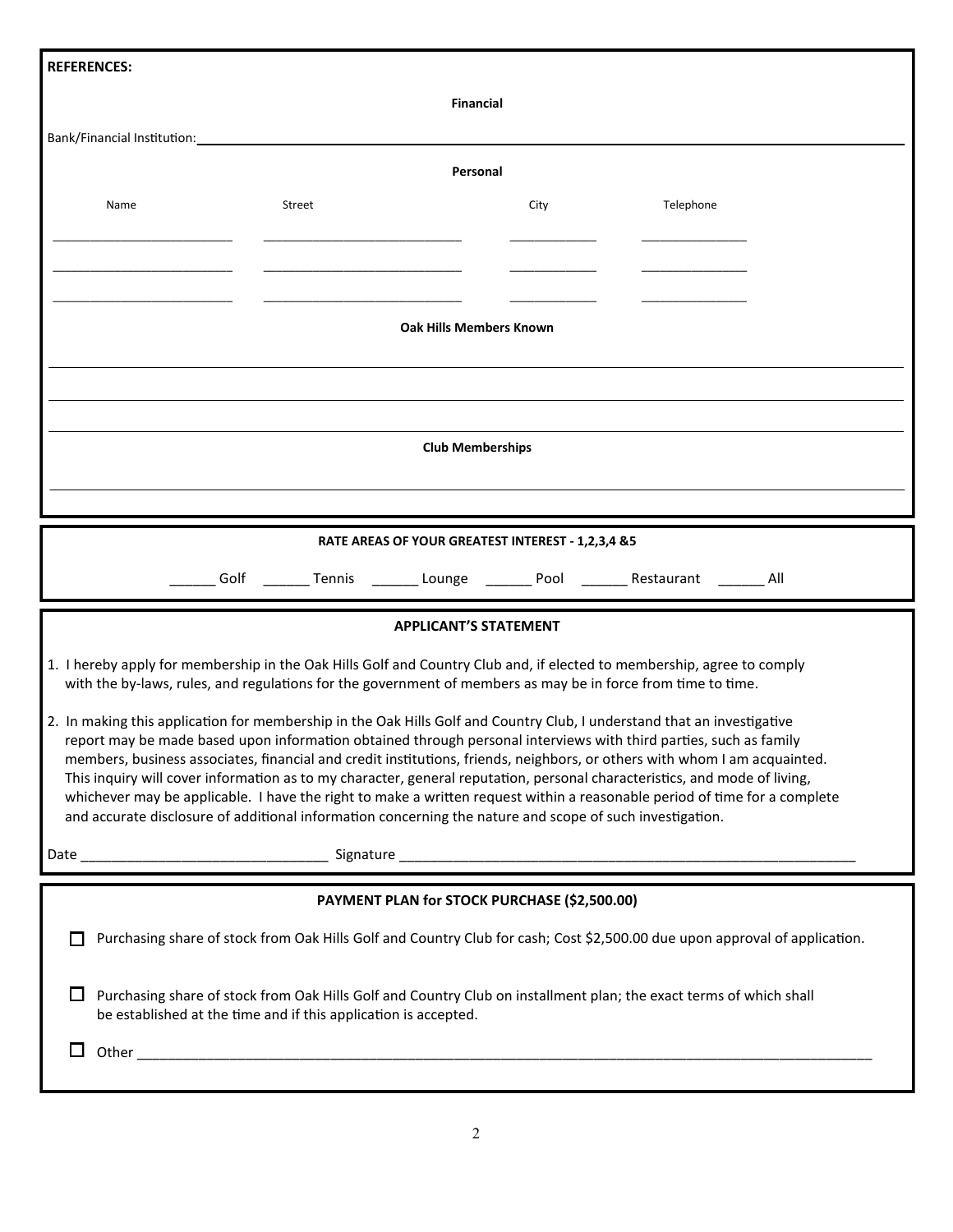**REFERENCES:**

**Financial**

Bank/Financial Institution: ______________________________________________

**Personal**

| Name | Street | City | Telephone |
|---|---|---|---|
| ____________ | ____________ | ____________ | ____________ |
| ____________ | ____________ | ____________ | ____________ |
| ____________ | ____________ | ____________ | ____________ |

**Oak Hills Members Known**

______________________________________________

______________________________________________

______________________________________________

**Club Memberships**

______________________________________________

**RATE AREAS OF YOUR GREATEST INTEREST - 1,2,3,4 &5**

______ Golf ______ Tennis ______ Lounge ______ Pool ______ Restaurant ______ All

**APPLICANT'S STATEMENT**

1. I hereby apply for membership in the Oak Hills Golf and Country Club and, if elected to membership, agree to comply with the by-laws, rules, and regulations for the government of members as may be in force from time to time.

2. In making this application for membership in the Oak Hills Golf and Country Club, I understand that an investigative report may be made based upon information obtained through personal interviews with third parties, such as family members, business associates, financial and credit institutions, friends, neighbors, or others with whom I am acquainted. This inquiry will cover information as to my character, general reputation, personal characteristics, and mode of living, whichever may be applicable. I have the right to make a written request within a reasonable period of time for a complete and accurate disclosure of additional information concerning the nature and scope of such investigation.

Date ______________________________ Signature ______________________________________________

**PAYMENT PLAN for STOCK PURCHASE ($2,500.00)**

☐ Purchasing share of stock from Oak Hills Golf and Country Club for cash; Cost $2,500.00 due upon approval of application.

☐ Purchasing share of stock from Oak Hills Golf and Country Club on installment plan; the exact terms of which shall be established at the time and if this application is accepted.

☐ Other ______________________________________________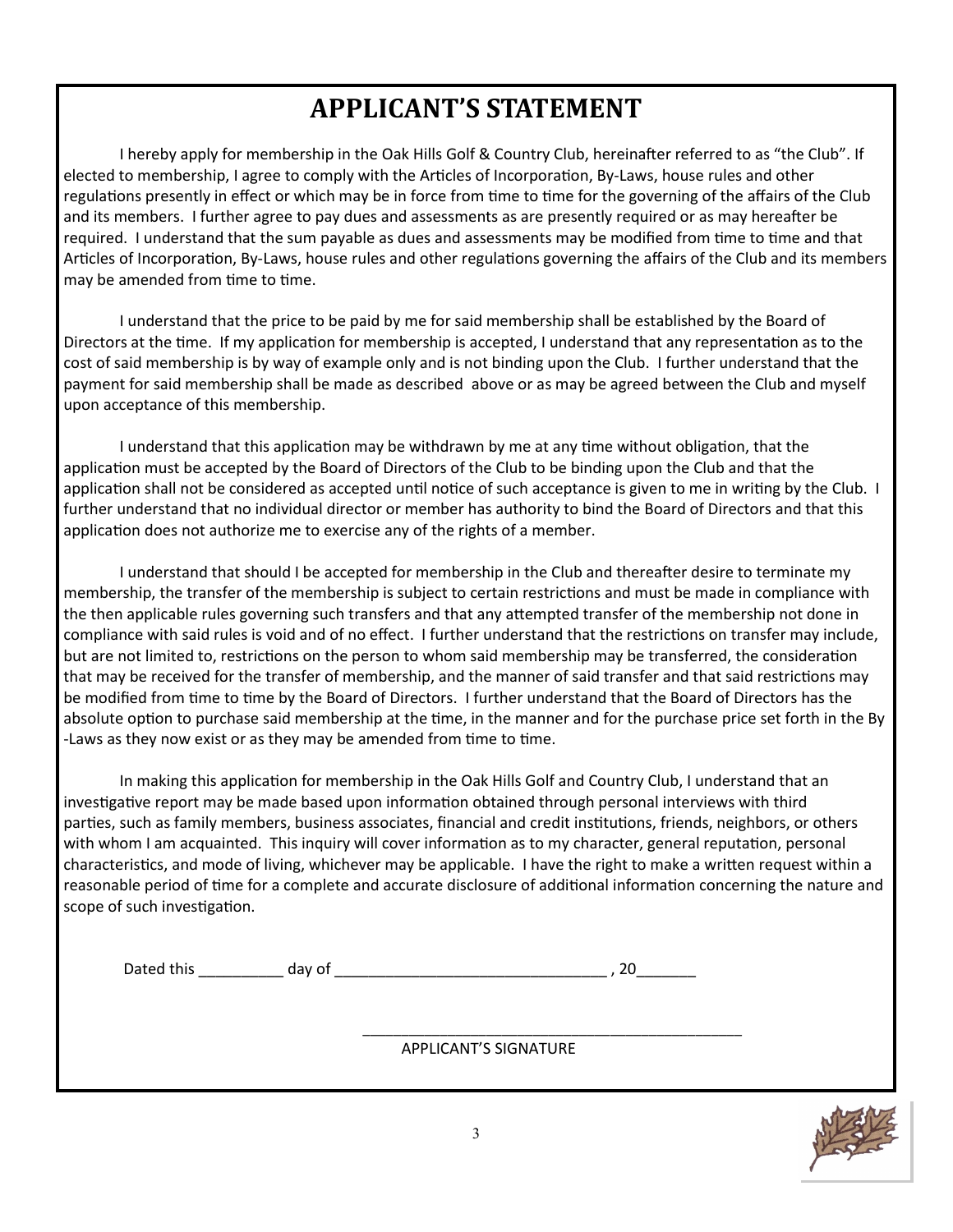# APPLICANT'S STATEMENT

I hereby apply for membership in the Oak Hills Golf & Country Club, hereinafter referred to as "the Club". If elected to membership, I agree to comply with the Articles of Incorporation, By-Laws, house rules and other regulations presently in effect or which may be in force from time to time for the governing of the affairs of the Club and its members. I further agree to pay dues and assessments as are presently required or as may hereafter be required. I understand that the sum payable as dues and assessments may be modified from time to time and that Articles of Incorporation, By-Laws, house rules and other regulations governing the affairs of the Club and its members may be amended from time to time.

I understand that the price to be paid by me for said membership shall be established by the Board of Directors at the time. If my application for membership is accepted, I understand that any representation as to the cost of said membership is by way of example only and is not binding upon the Club. I further understand that the payment for said membership shall be made as described above or as may be agreed between the Club and myself upon acceptance of this membership.

I understand that this application may be withdrawn by me at any time without obligation, that the application must be accepted by the Board of Directors of the Club to be binding upon the Club and that the application shall not be considered as accepted until notice of such acceptance is given to me in writing by the Club. I further understand that no individual director or member has authority to bind the Board of Directors and that this application does not authorize me to exercise any of the rights of a member.

I understand that should I be accepted for membership in the Club and thereafter desire to terminate my membership, the transfer of the membership is subject to certain restrictions and must be made in compliance with the then applicable rules governing such transfers and that any attempted transfer of the membership not done in compliance with said rules is void and of no effect. I further understand that the restrictions on transfer may include, but are not limited to, restrictions on the person to whom said membership may be transferred, the consideration that may be received for the transfer of membership, and the manner of said transfer and that said restrictions may be modified from time to time by the Board of Directors. I further understand that the Board of Directors has the absolute option to purchase said membership at the time, in the manner and for the purchase price set forth in the By-Laws as they now exist or as they may be amended from time to time.

In making this application for membership in the Oak Hills Golf and Country Club, I understand that an investigative report may be made based upon information obtained through personal interviews with third parties, such as family members, business associates, financial and credit institutions, friends, neighbors, or others with whom I am acquainted. This inquiry will cover information as to my character, general reputation, personal characteristics, and mode of living, whichever may be applicable. I have the right to make a written request within a reasonable period of time for a complete and accurate disclosure of additional information concerning the nature and scope of such investigation.

Dated this __________ day of ________________________________ , 20_______

_______________________________________________

APPLICANT'S SIGNATURE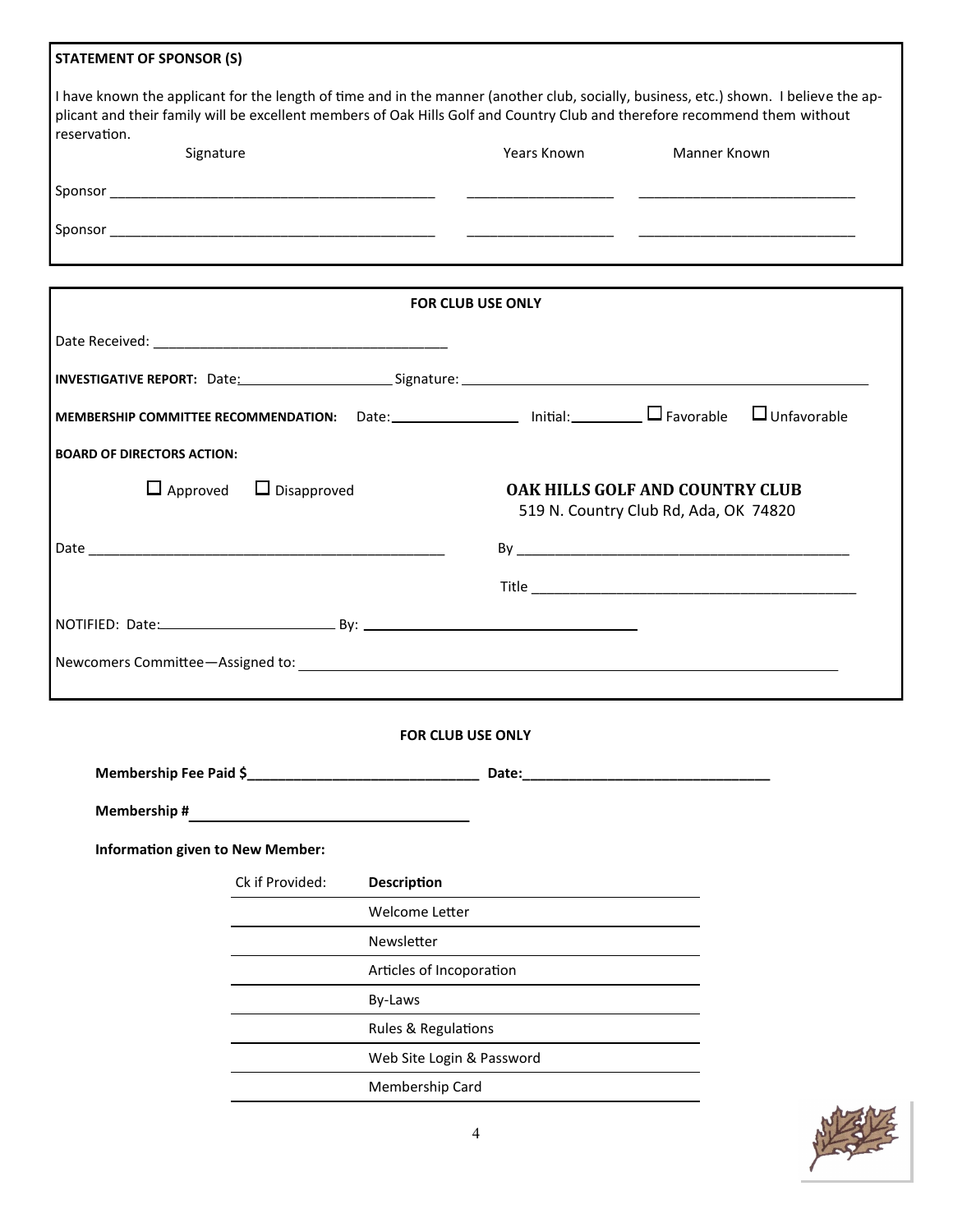**STATEMENT OF SPONSOR (S)**

I have known the applicant for the length of time and in the manner (another club, socially, business, etc.) shown. I believe the applicant and their family will be excellent members of Oak Hills Golf and Country Club and therefore recommend them without reservation.

| Signature | Years Known | Manner Known |
|---|---|---|
| Sponsor ___________________________ | ______________ | ______________________ |
| Sponsor ___________________________ | ______________ | ______________________ |

**FOR CLUB USE ONLY**

Date Received: ___________________________________

**INVESTIGATIVE REPORT:** Date: __________________ Signature: ___________________________________

**MEMBERSHIP COMMITTEE RECOMMENDATION:** Date: ______________ Initial: ________ ☐ Favorable ☐ Unfavorable

**BOARD OF DIRECTORS ACTION:**

☐ Approved ☐ Disapproved

**OAK HILLS GOLF AND COUNTRY CLUB**
519 N. Country Club Rd, Ada, OK 74820

Date ___________________________________ By ___________________________________

Title ___________________________________

NOTIFIED: Date: ____________________ By: ______________________________

Newcomers Committee—Assigned to: ___________________________________________________

**FOR CLUB USE ONLY**

**Membership Fee Paid $___________________________ Date:_____________________________**

**Membership #** ______________________________

**Information given to New Member:**

| Ck if Provided: | **Description** |
|---|---|
| | Welcome Letter |
| | Newsletter |
| | Articles of Incoporation |
| | By-Laws |
| | Rules & Regulations |
| | Web Site Login & Password |
| | Membership Card |